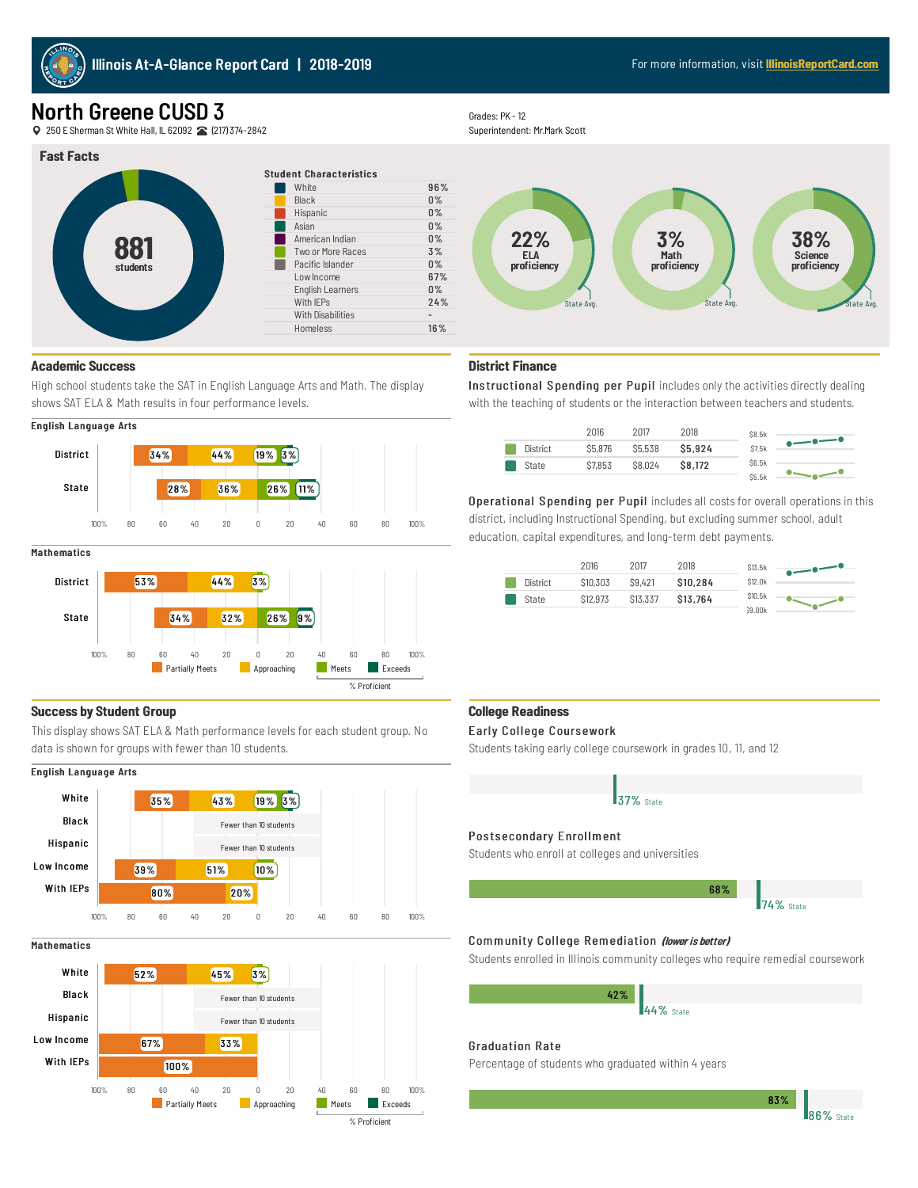# Illinois At-A-Glance Report Card | 2018-2019

For more information, visit IllinoisReportCard.com

# North Greene CUSD 3

250 E Sherman St White Hall, IL 62092 (217)374-2842

Grades: PK - 12
Superintendent: Mr.Mark Scott

## Fast Facts

881 students

**Student Characteristics**

| Characteristic | % |
|---|---|
| White | 96% |
| Black | 0% |
| Hispanic | 0% |
| Asian | 0% |
| American Indian | 0% |
| Two or More Races | 3% |
| Pacific Islander | 0% |
| Low Income | 67% |
| English Learners | 0% |
| With IEPs | 24% |
| With Disabilities | - |
| Homeless | 16% |

22% ELA proficiency (State Avg.)
3% Math proficiency (State Avg.)
38% Science proficiency (State Avg.)

## Academic Success

High school students take the SAT in English Language Arts and Math. The display shows SAT ELA & Math results in four performance levels.

**English Language Arts**

| | Partially Meets | Approaching | Meets | Exceeds |
|---|---|---|---|---|
| District | 34% | 44% | 19% | 3% |
| State | 28% | 36% | 26% | 11% |

**Mathematics**

| | Partially Meets | Approaching | Meets | Exceeds |
|---|---|---|---|---|
| District | 53% | 44% | 3% | |
| State | 34% | 32% | 26% | 9% |

% Proficient = Meets + Exceeds

## District Finance

**Instructional Spending per Pupil** includes only the activities directly dealing with the teaching of students or the interaction between teachers and students.

| | 2016 | 2017 | 2018 |
|---|---|---|---|
| District | $5,876 | $5,538 | **$5,924** |
| State | $7,853 | $8,024 | **$8,172** |

**Operational Spending per Pupil** includes all costs for overall operations in this district, including Instructional Spending, but excluding summer school, adult education, capital expenditures, and long-term debt payments.

| | 2016 | 2017 | 2018 |
|---|---|---|---|
| District | $10,303 | $9,421 | **$10,284** |
| State | $12,973 | $13,337 | **$13,764** |

## Success by Student Group

This display shows SAT ELA & Math performance levels for each student group. No data is shown for groups with fewer than 10 students.

**English Language Arts**

| | Partially Meets | Approaching | Meets | Exceeds |
|---|---|---|---|---|
| White | 35% | 43% | 19% | 3% |
| Black | Fewer than 10 students | | | |
| Hispanic | Fewer than 10 students | | | |
| Low Income | 39% | 51% | 10% | |
| With IEPs | 80% | 20% | | |

**Mathematics**

| | Partially Meets | Approaching | Meets | Exceeds |
|---|---|---|---|---|
| White | 52% | 45% | 3% | |
| Black | Fewer than 10 students | | | |
| Hispanic | Fewer than 10 students | | | |
| Low Income | 67% | 33% | | |
| With IEPs | 100% | | | |

## College Readiness

**Early College Coursework**

Students taking early college coursework in grades 10, 11, and 12

37% State

**Postsecondary Enrollment**

Students who enroll at colleges and universities

68% — 74% State

**Community College Remediation** ***(lower is better)***

Students enrolled in Illinois community colleges who require remedial coursework

42% — 44% State

**Graduation Rate**

Percentage of students who graduated within 4 years

83% — 86% State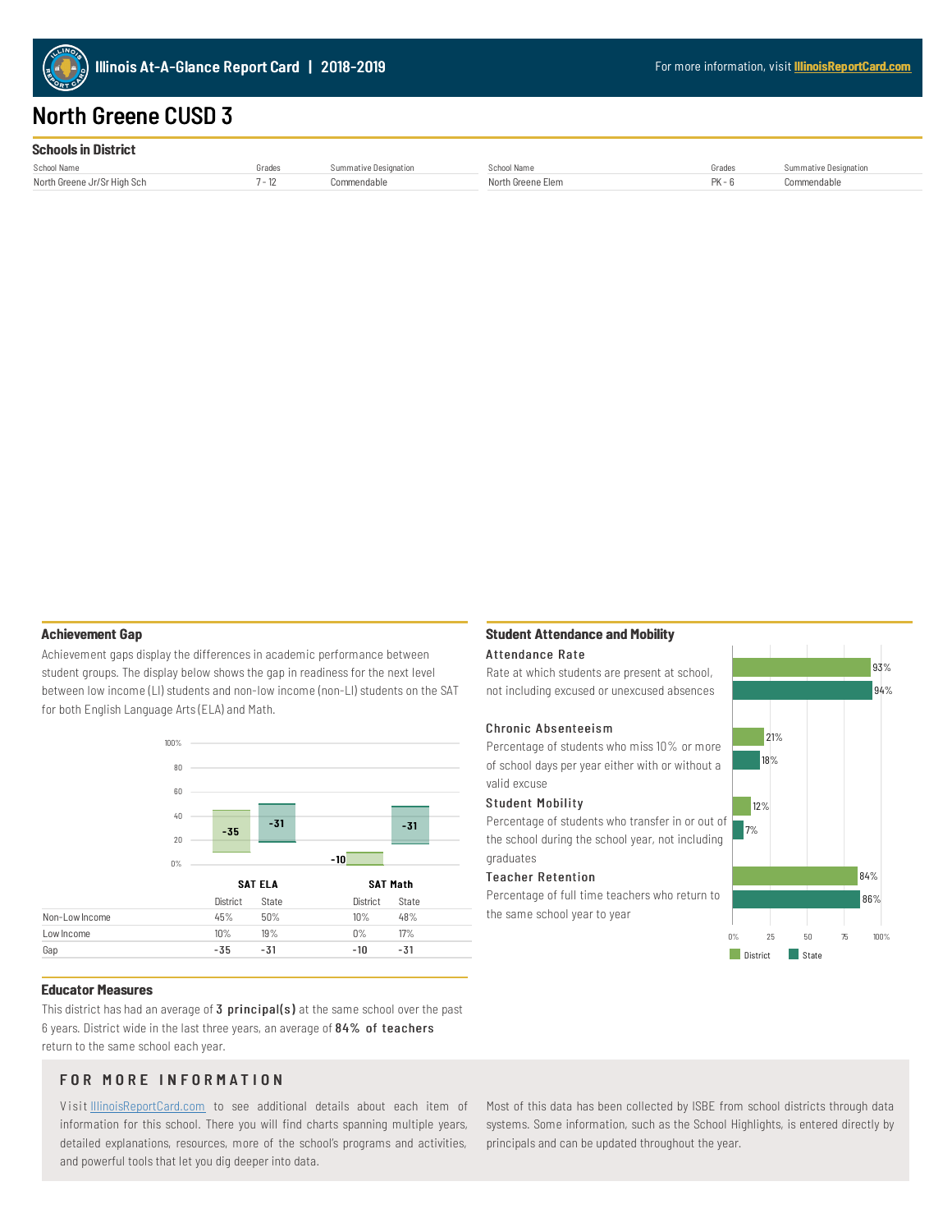# North Greene CUSD 3

## Schools in District

| School Name | Grades | Summative Designation |
|---|---|---|
| North Greene Jr/Sr High Sch | 7 - 12 | Commendable |
| North Greene Elem | PK - 6 | Commendable |

## Achievement Gap

Achievement gaps display the differences in academic performance between student groups. The display below shows the gap in readiness for the next level between low income (LI) students and non-low income (non-LI) students on the SAT for both English Language Arts (ELA) and Math.

100%
80
60
40
20
0%
-35
-31
-10
-31

| | SAT ELA | | SAT Math | |
|---|---|---|---|---|
| | District | State | District | State |
| Non-Low Income | 45% | 50% | 10% | 48% |
| Low Income | 10% | 19% | 0% | 17% |
| Gap | -35 | -31 | -10 | -31 |

## Educator Measures

This district has had an average of **3 principal(s)** at the same school over the past 6 years. District wide in the last three years, an average of **84% of teachers** return to the same school each year.

## Student Attendance and Mobility

### Attendance Rate

Rate at which students are present at school, not including excused or unexcused absences

93%
94%

### Chronic Absenteeism

Percentage of students who miss 10% or more of school days per year either with or without a valid excuse

21%
18%

### Student Mobility

Percentage of students who transfer in or out of the school during the school year, not including graduates

12%
7%

### Teacher Retention

Percentage of full time teachers who return to the same school year to year

84%
86%

0% 25 50 75 100%

District State

## FOR MORE INFORMATION

Visit IllinoisReportCard.com to see additional details about each item of information for this school. There you will find charts spanning multiple years, detailed explanations, resources, more of the school's programs and activities, and powerful tools that let you dig deeper into data.

Most of this data has been collected by ISBE from school districts through data systems. Some information, such as the School Highlights, is entered directly by principals and can be updated throughout the year.